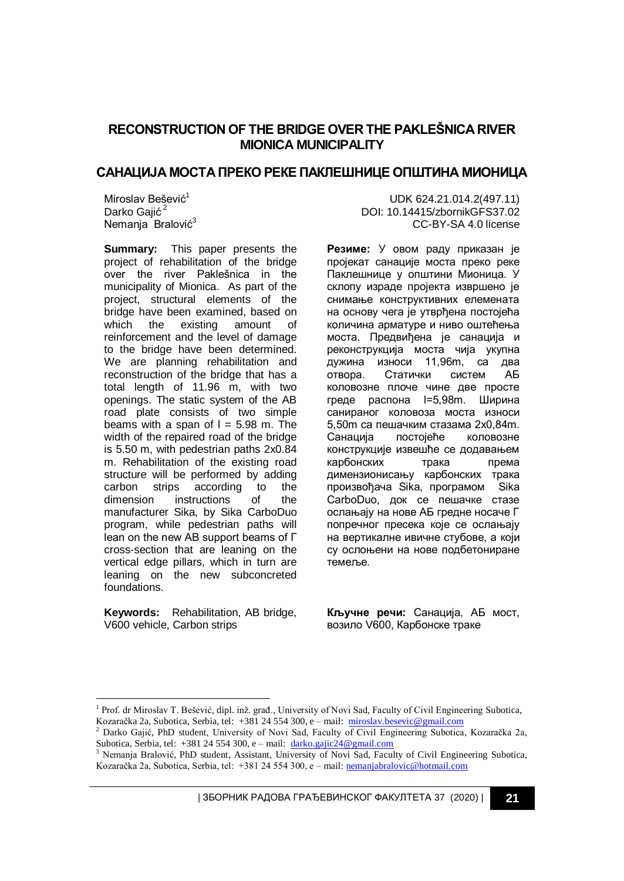# RECONSTRUCTION OF THE BRIDGE OVER THE PAKLEŠNICA RIVER MIONICA MUNICIPALITY

# САНАЦИЈА МОСТА ПРЕКО РЕКЕ ПАКЛЕШНИЦЕ ОПШТИНА МИОНИЦА

Miroslav Bešević[1]
Darko Gajić[2]
Nemanja Bralović[3]

UDK 624.21.014.2(497.11)
DOI: 10.14415/zbornikGFS37.02
CC-BY-SA 4.0 license

**Summary:** This paper presents the project of rehabilitation of the bridge over the river Paklešnica in the municipality of Mionica. As part of the project, structural elements of the bridge have been examined, based on which the existing amount of reinforcement and the level of damage to the bridge have been determined. We are planning rehabilitation and reconstruction of the bridge that has a total length of 11.96 m, with two openings. The static system of the AB road plate consists of two simple beams with a span of l = 5.98 m. The width of the repaired road of the bridge is 5.50 m, with pedestrian paths 2x0.84 m. Rehabilitation of the existing road structure will be performed by adding carbon strips according to the dimension instructions of the manufacturer Sika, by Sika CarboDuo program, while pedestrian paths will lean on the new AB support beams of Г cross-section that are leaning on the vertical edge pillars, which in turn are leaning on the new subconcreted foundations.

**Keywords:** Rehabilitation, AB bridge, V600 vehicle, Carbon strips

**Резиме:** У овом раду приказан је пројекат санације моста преко реке Паклешнице у општини Мионица. У склопу израде пројекта извршено је снимање конструктивних елемената на основу чега је утврђена постојећа количина арматуре и ниво оштећења моста. Предвиђена је санација и реконструкција моста чија укупна дужина износи 11,96m, са два отвора. Статички систем АБ коловозне плоче чине две просте греде распона l=5,98m. Ширина санираног коловоза моста износи 5,50m са пешачким стазама 2x0,84m. Санација постојеће коловозне конструкције извешће се додавањем карбонских трака према димензионисању карбонских трака произвођача Sika, програмом Sika CarboDuo, док се пешачке стазе ослањају на нове АБ гредне носаче Г попречног пресека које се ослањају на вертикалне ивичне стубове, а који су ослоњени на нове подбетониране темеље.

**Кључне речи:** Санација, АБ мост, возило V600, Карбонске траке

---

[1] Prof. dr Miroslav T. Bešević, dipl. inž. građ., University of Novi Sad, Faculty of Civil Engineering Subotica, Kozaračka 2a, Subotica, Serbia, tel: +381 24 554 300, e – mail: miroslav.besevic@gmail.com

[2] Darko Gajić, PhD student, University of Novi Sad, Faculty of Civil Engineering Subotica, Kozaračka 2a, Subotica, Serbia, tel: +381 24 554 300, e – mail: darko.gajic24@gmail.com

[3] Nemanja Bralović, PhD student, Assistant, University of Novi Sad, Faculty of Civil Engineering Subotica, Kozaračka 2a, Subotica, Serbia, tel: +381 24 554 300, e – mail: nemanjabralovic@hotmail.com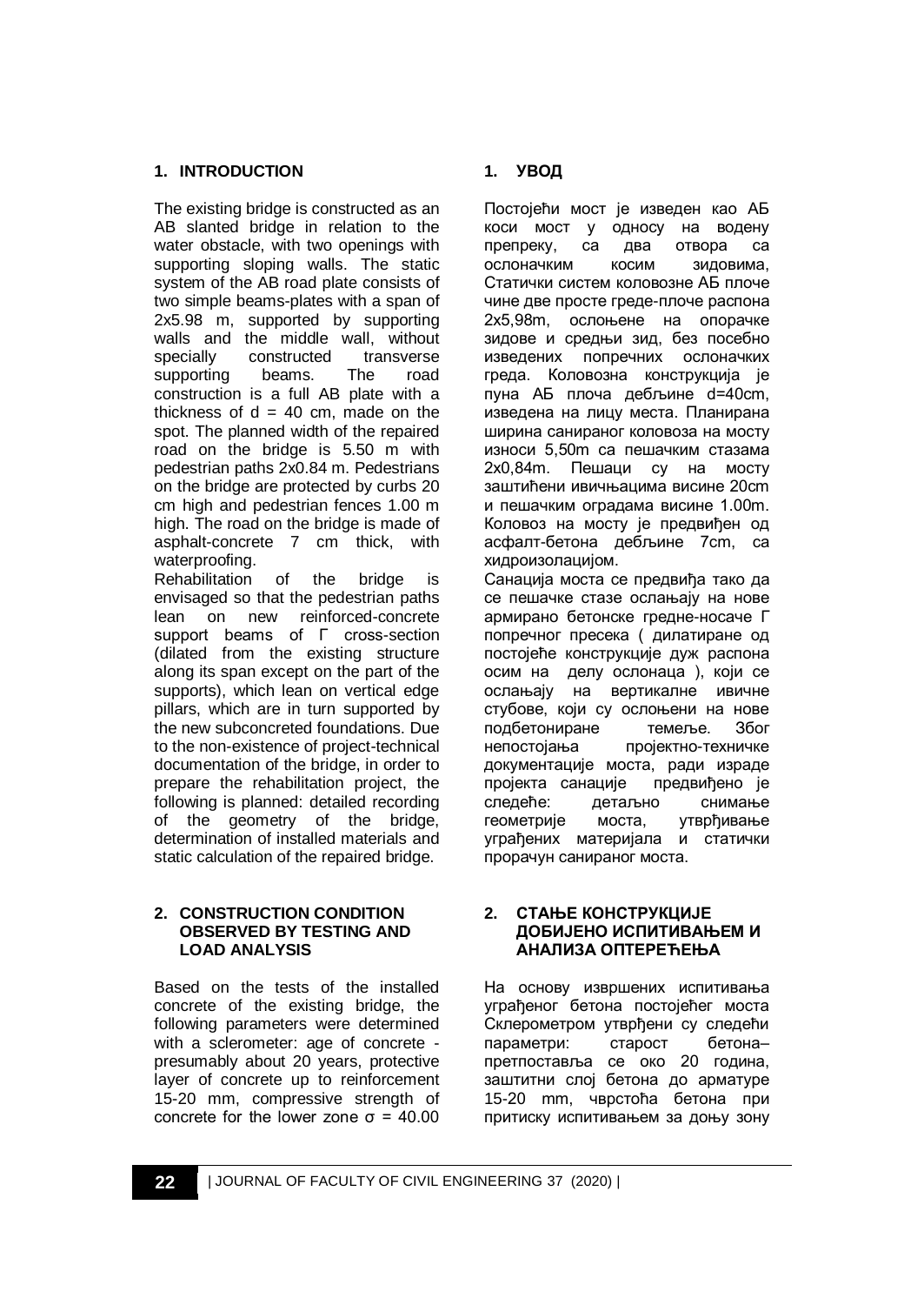## 1. INTRODUCTION

The existing bridge is constructed as an AB slanted bridge in relation to the water obstacle, with two openings with supporting sloping walls. The static system of the AB road plate consists of two simple beams-plates with a span of 2x5.98 m, supported by supporting walls and the middle wall, without specially constructed transverse supporting beams. The road construction is a full AB plate with a thickness of d = 40 cm, made on the spot. The planned width of the repaired road on the bridge is 5.50 m with pedestrian paths 2x0.84 m. Pedestrians on the bridge are protected by curbs 20 cm high and pedestrian fences 1.00 m high. The road on the bridge is made of asphalt-concrete 7 cm thick, with waterproofing.

Rehabilitation of the bridge is envisaged so that the pedestrian paths lean on new reinforced-concrete support beams of Г cross-section (dilated from the existing structure along its span except on the part of the supports), which lean on vertical edge pillars, which are in turn supported by the new subconcreted foundations. Due to the non-existence of project-technical documentation of the bridge, in order to prepare the rehabilitation project, the following is planned: detailed recording of the geometry of the bridge, determination of installed materials and static calculation of the repaired bridge.

## 2. CONSTRUCTION CONDITION OBSERVED BY TESTING AND LOAD ANALYSIS

Based on the tests of the installed concrete of the existing bridge, the following parameters were determined with a sclerometer: age of concrete - presumably about 20 years, protective layer of concrete up to reinforcement 15-20 mm, compressive strength of concrete for the lower zone σ = 40.00

## 1. УВОД

Постојећи мост је изведен као АБ коси мост у односу на водену препреку, са два отвора са ослоначким косим зидовима, Статички систем коловозне АБ плоче чине две просте греде-плоче распона 2x5,98m, ослоњене на опорачке зидове и средњи зид, без посебно изведених попречних ослоначких греда. Коловозна конструкција је пуна АБ плоча дебљине d=40cm, изведена на лицу места. Планирана ширина санираног коловоза на мосту износи 5,50m са пешачким стазама 2x0,84m. Пешаци су на мосту заштићени ивичњацима висине 20cm и пешачким оградама висине 1.00m. Коловоз на мосту је предвиђен од асфалт-бетона дебљине 7cm, са хидроизолацијом.

Санација моста се предвиђа тако да се пешачке стазе ослањају на нове армирано бетонске гредне-носаче Г попречног пресека ( дилатиране од постојеће конструкције дуж распона осим на делу ослонаца ), који се ослањају на вертикалне ивичне стубове, који су ослоњени на нове подбетониране темеље. Због непостојања пројектно-техничке документације моста, ради израде пројекта санације предвиђено је следеће: детаљно снимање геометрије моста, утврђивање уграђених материјала и статички прорачун санираног моста.

## 2. СТАЊЕ КОНСТРУКЦИЈЕ ДОБИЈЕНО ИСПИТИВАЊЕМ И АНАЛИЗА ОПТЕРЕЋЕЊА

На основу извршених испитивања уграђеног бетона постојећег моста Склерометром утврђени су следећи параметри: старост бетона– претпоставља се око 20 година, заштитни слој бетона до арматуре 15-20 mm, чврстоћа бетона при притиску испитивањем за доњу зону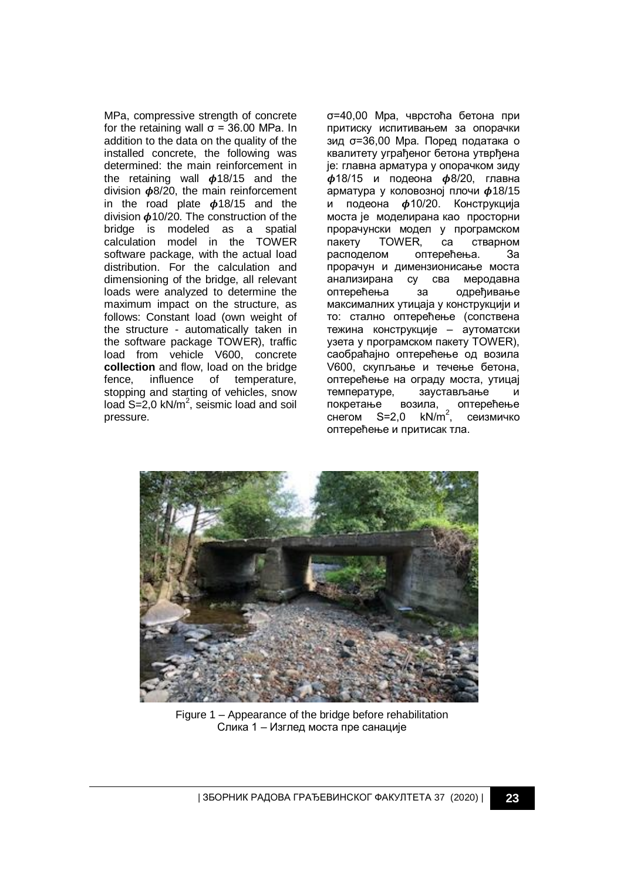MPa, compressive strength of concrete for the retaining wall σ = 36.00 MPa. In addition to the data on the quality of the installed concrete, the following was determined: the main reinforcement in the retaining wall $\phi$18/15 and the division $\phi$8/20, the main reinforcement in the road plate $\phi$18/15 and the division $\phi$10/20. The construction of the bridge is modeled as a spatial calculation model in the TOWER software package, with the actual load distribution. For the calculation and dimensioning of the bridge, all relevant loads were analyzed to determine the maximum impact on the structure, as follows: Constant load (own weight of the structure - automatically taken in the software package TOWER), traffic load from vehicle V600, concrete **collection** and flow, load on the bridge fence, influence of temperature, stopping and starting of vehicles, snow load S=2,0 kN/m$^2$, seismic load and soil pressure.

σ=40,00 Mpa, чврстоћа бетона при притиску испитивањем за опорачки зид σ=36,00 Mpa. Поред података о квалитету уграђеног бетона утврђена је: главна арматура у опорачком зиду $\phi$18/15 и подеона $\phi$8/20, главна арматура у коловозној плочи $\phi$18/15 и подеона $\phi$10/20. Конструкција моста је моделирана као просторни прорачунски модел у програмском пакету TOWER, са стварном расподелом оптерећења. За прорачун и димензионисање моста анализирана су сва меродавна оптерећења за одређивање максималних утицаја у конструкцији и то: стално оптерећење (сопствена тежина конструкције – аутоматски узета у програмском пакету TOWER), саобраћајно оптерећење од возила V600, скупљање и течење бетона, оптерећење на ограду моста, утицај температуре, заустављање и покретање возила, оптерећење снегом S=2,0 kN/m$^2$, сеизмичко оптерећење и притисак тла.

Figure 1 – Appearance of the bridge before rehabilitation
Слика 1 – Изглед моста пре санације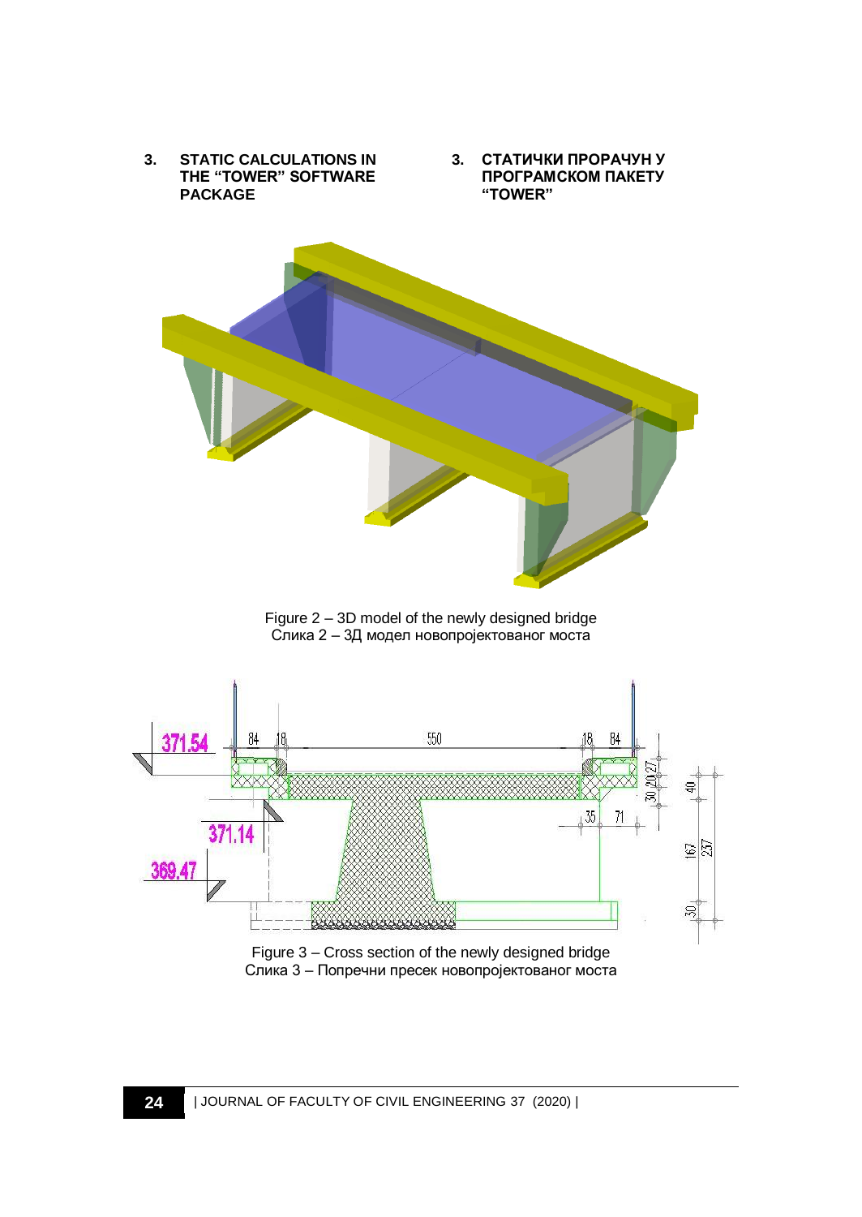## 3. STATIC CALCULATIONS IN THE "TOWER" SOFTWARE PACKAGE

## 3. СТАТИЧКИ ПРОРАЧУН У ПРОГРАМСКОМ ПАКЕТУ "TOWER"

Figure 2 – 3D model of the newly designed bridge
Слика 2 – 3Д модел новопројектованог моста

Figure 3 – Cross section of the newly designed bridge
Слика 3 – Попречни пресек новопројектованог моста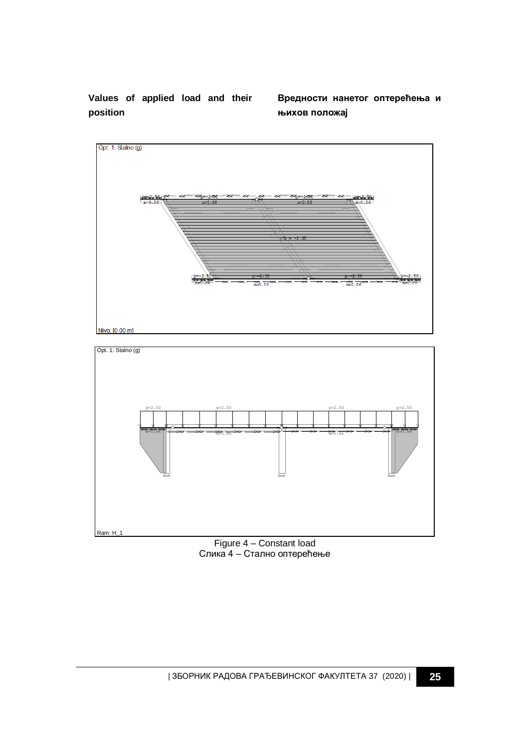**Values of applied load and their position**

**Вредности нанетог оптерећења и њихов положај**

Figure 4 – Constant load
Слика 4 – Стално оптерећење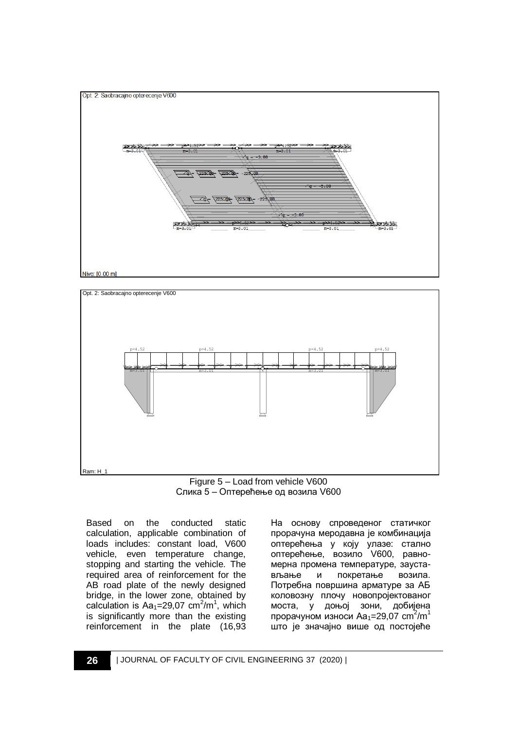Figure 5 – Load from vehicle V600

Слика 5 – Оптерећење од возила V600

Based on the conducted static calculation, applicable combination of loads includes: constant load, V600 vehicle, even temperature change, stopping and starting the vehicle. The required area of reinforcement for the AB road plate of the newly designed bridge, in the lower zone, obtained by calculation is $Aa_1$=29,07 $cm^2/m^1$, which is significantly more than the existing reinforcement in the plate (16,93

На основу спроведеног статичког прорачуна меродавна је комбинација оптерећења у коју улазе: стално оптерећење, возило V600, равномерна промена температуре, заустављање и покретање возила. Потребна површина арматуре за АБ коловозну плочу новопројектованог моста, у доњој зони, добијена прорачуном износи $Aa_1$=29,07 $cm^2/m^1$ што је значајно више од постојеће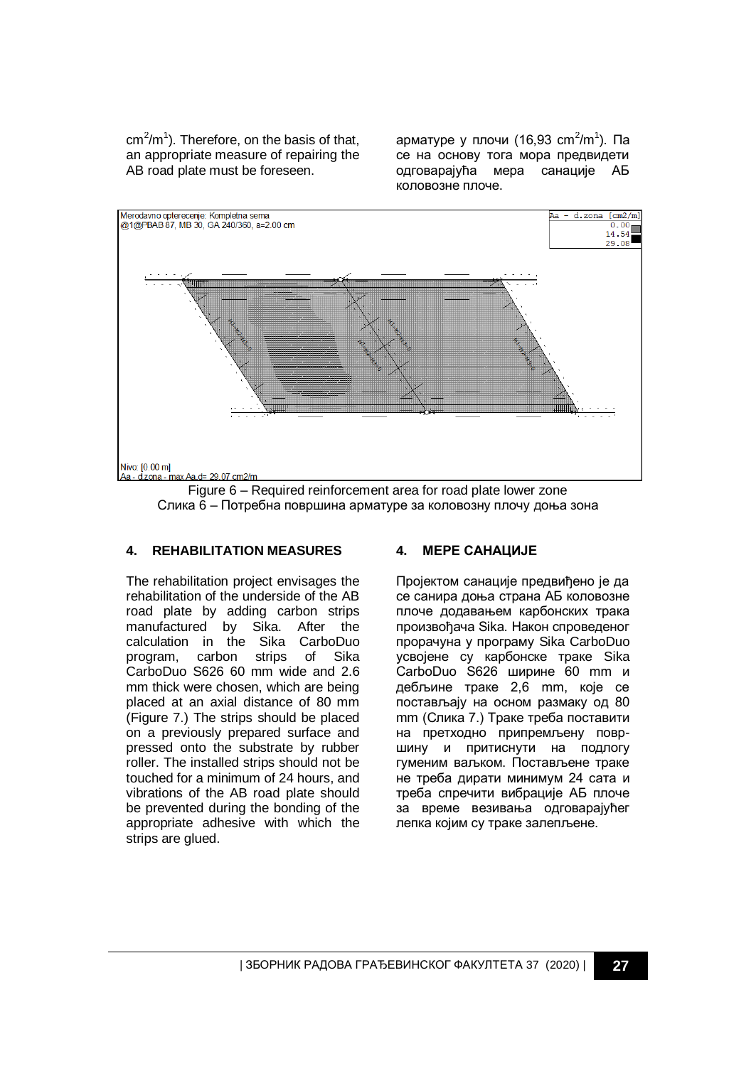cm$^2$/m$^1$). Therefore, on the basis of that, an appropriate measure of repairing the AB road plate must be foreseen.

арматуре у плочи (16,93 cm$^2$/m$^1$). Па се на основу тога мора предвидети одговарајућа мера санације АБ коловозне плоче.

Figure 6 – Required reinforcement area for road plate lower zone
Слика 6 – Потребна површина арматуре за коловозну плочу доња зона

## 4. REHABILITATION MEASURES

The rehabilitation project envisages the rehabilitation of the underside of the AB road plate by adding carbon strips manufactured by Sika. After the calculation in the Sika CarboDuo program, carbon strips of Sika CarboDuo S626 60 mm wide and 2.6 mm thick were chosen, which are being placed at an axial distance of 80 mm (Figure 7.) The strips should be placed on a previously prepared surface and pressed onto the substrate by rubber roller. The installed strips should not be touched for a minimum of 24 hours, and vibrations of the AB road plate should be prevented during the bonding of the appropriate adhesive with which the strips are glued.

## 4. МЕРЕ САНАЦИЈЕ

Пројектом санације предвиђено је да се санира доња страна АБ коловозне плоче додавањем карбонских трака произвођача Sika. Након спроведеног прорачуна у програму Sika CarboDuo усвојене су карбонске траке Sika CarboDuo S626 ширине 60 mm и дебљине траке 2,6 mm, које се постављају на осном размаку од 80 mm (Слика 7.) Траке треба поставити на претходно припремљену површину и притиснути на подлогу гуменим ваљком. Постављене траке не треба дирати минимум 24 сата и треба спречити вибрације АБ плоче за време везивања одговарајућег лепка којим су траке залепљене.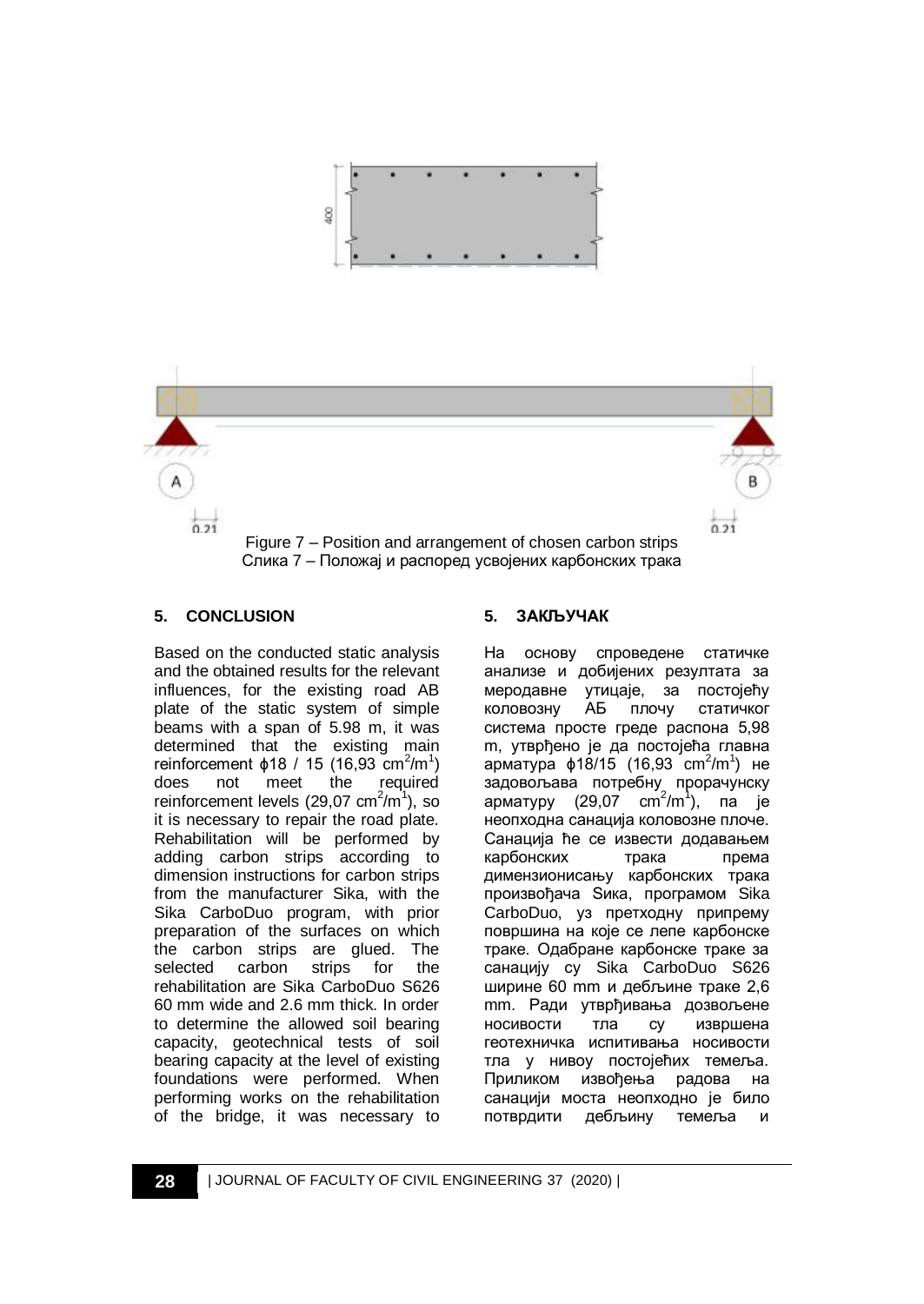Figure 7 – Position and arrangement of chosen carbon strips
Слика 7 – Положај и распоред усвојених карбонских трака

## 5. CONCLUSION

Based on the conducted static analysis and the obtained results for the relevant influences, for the existing road AB plate of the static system of simple beams with a span of 5.98 m, it was determined that the existing main reinforcement ϕ18 / 15 (16,93 $cm^2/m^1$) does not meet the required reinforcement levels (29,07 $cm^2/m^1$), so it is necessary to repair the road plate. Rehabilitation will be performed by adding carbon strips according to dimension instructions for carbon strips from the manufacturer Sika, with the Sika CarboDuo program, with prior preparation of the surfaces on which the carbon strips are glued. The selected carbon strips for the rehabilitation are Sika CarboDuo S626 60 mm wide and 2.6 mm thick. In order to determine the allowed soil bearing capacity, geotechnical tests of soil bearing capacity at the level of existing foundations were performed. When performing works on the rehabilitation of the bridge, it was necessary to

## 5. ЗАКЉУЧАК

На основу спроведене статичке анализе и добијених резултата за меродавне утицаје, за постојећу коловозну АБ плочу статичког система просте греде распона 5,98 m, утврђено је да постојећа главна арматура ϕ18/15 (16,93 $cm^2/m^1$) не задовољава потребну прорачунску арматуру (29,07 $cm^2/m^1$), па је неопходна санација коловозне плоче. Санација ће се извести додавањем карбонских трака према димензионисању карбонских трака произвођача Сика, програмом Sika CarboDuo, уз претходну припрему површина на које се лепе карбонске траке. Одабране карбонске траке за санацију су Sika CarboDuo S626 ширине 60 mm и дебљине траке 2,6 mm. Ради утврђивања дозвољене носивости тла су извршена геотехничка испитивања носивости тла у нивоу постојећих темеља. Приликом извођења радова на санацији моста неопходно је било потврдити дебљину темеља и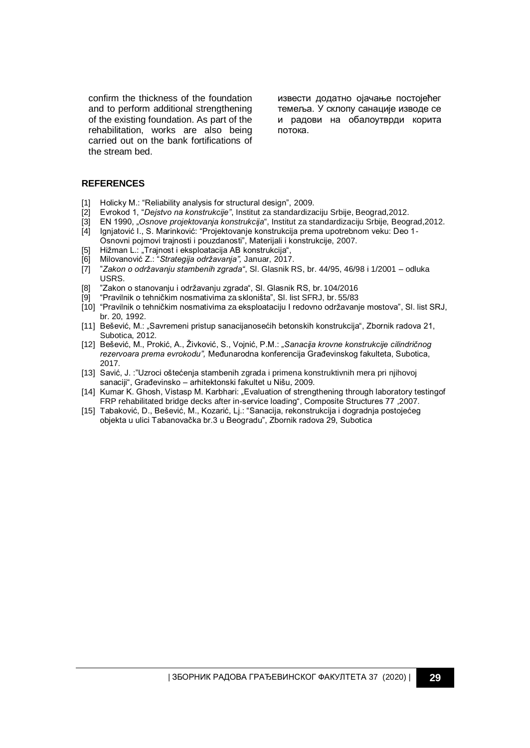confirm the thickness of the foundation and to perform additional strengthening of the existing foundation. As part of the rehabilitation, works are also being carried out on the bank fortifications of the stream bed.

извести додатно ојачање постојећег темеља. У склопу санације изводе се и радови на обалоутврди корита потока.

## REFERENCES

[1] Holicky M.: "Reliability analysis for structural design", 2009.

[2] Evrokod 1, "*Dejstvo na konstrukcije"*, Institut za standardizaciju Srbije, Beograd,2012.

[3] EN 1990, „*Osnove projektovanja konstrukcija*", Institut za standardizaciju Srbije, Beograd,2012.

[4] Ignjatović I., S. Marinković: "Projektovanje konstrukcija prema upotrebnom veku: Deo 1-Osnovni pojmovi trajnosti i pouzdanosti", Materijali i konstrukcije, 2007.

[5] Hižman L.: „Trajnost i eksploatacija AB konstrukcija",

[6] Milovanović Z.: "*Strategija održavanja",* Januar, 2017.

[7] "*Zakon o održavanju stambenih zgrada"*, Sl. Glasnik RS, br. 44/95, 46/98 i 1/2001 – odluka USRS.

[8] "Zakon o stanovanju i održavanju zgrada", Sl. Glasnik RS, br. 104/2016

[9] "Pravilnik o tehničkim nosmativima za skloništa", Sl. list SFRJ, br. 55/83

[10] "Pravilnik o tehničkim nosmativima za eksploataciju I redovno održavanje mostova", Sl. list SRJ, br. 20, 1992.

[11] Bešević, M.: „Savremeni pristup sanacijanosećih betonskih konstrukcija", Zbornik radova 21, Subotica, 2012.

[12] Bešević, M., Prokić, A., Živković, S., Vojnić, P.M.: „*Sanacija krovne konstrukcije cilindričnog rezervoara prema evrokodu",* Međunarodna konferencija Građevinskog fakulteta, Subotica, 2017.

[13] Savić, J. :"Uzroci oštećenja stambenih zgrada i primena konstruktivnih mera pri njihovoj sanaciji", Građevinsko – arhitektonski fakultet u Nišu, 2009.

[14] Kumar K. Ghosh, Vistasp M. Karbhari: „Evaluation of strengthening through laboratory testingof FRP rehabilitated bridge decks after in-service loading", Composite Structures 77 ,2007.

[15] Tabaković, D., Bešević, M., Kozarić, Lj.: "Sanacija, rekonstrukcija i dogradnja postojećeg objekta u ulici Tabanovačka br.3 u Beogradu", Zbornik radova 29, Subotica